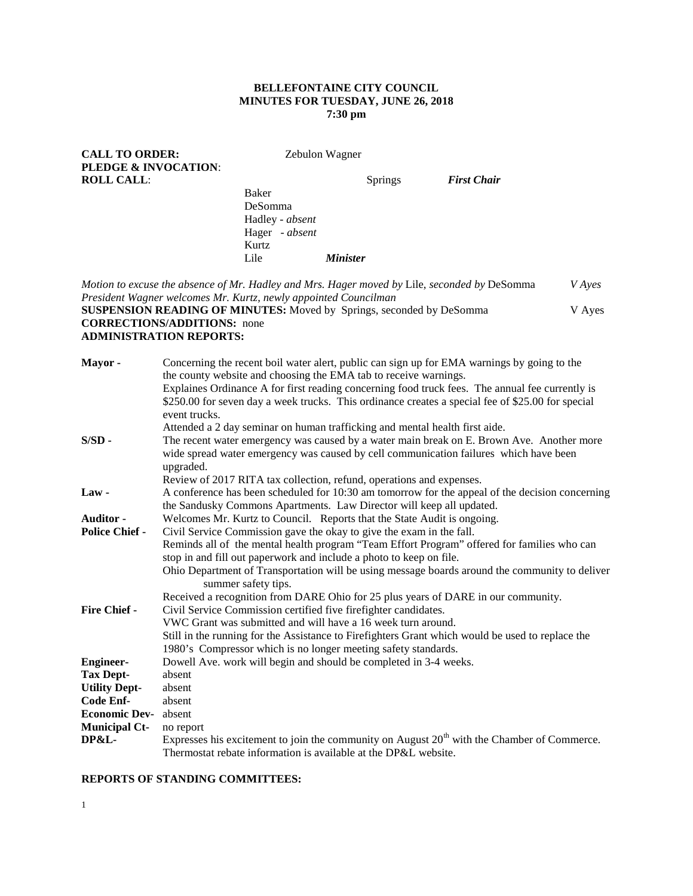**BELLEFONTAINE CITY COUNCIL**
**MINUTES FOR TUESDAY, JUNE 26, 2018**
**7:30 pm**

**CALL TO ORDER:** Zebulon Wagner
**PLEDGE & INVOCATION**:
**ROLL CALL**:

Springs *First Chair*
Baker
DeSomma
Hadley - *absent*
Hager - *absent*
Kurtz
Lile *Minister*

*Motion to excuse the absence of Mr. Hadley and Mrs. Hager moved by* Lile, *seconded by* DeSomma *V Ayes*
*President Wagner welcomes Mr. Kurtz, newly appointed Councilman*
**SUSPENSION READING OF MINUTES:** Moved by Springs, seconded by DeSomma V Ayes
**CORRECTIONS/ADDITIONS:** none
**ADMINISTRATION REPORTS:**

**Mayor -** Concerning the recent boil water alert, public can sign up for EMA warnings by going to the the county website and choosing the EMA tab to receive warnings.
Explaines Ordinance A for first reading concerning food truck fees. The annual fee currently is $250.00 for seven day a week trucks. This ordinance creates a special fee of $25.00 for special event trucks.
Attended a 2 day seminar on human trafficking and mental health first aide.

**S/SD -** The recent water emergency was caused by a water main break on E. Brown Ave. Another more wide spread water emergency was caused by cell communication failures which have been upgraded.
Review of 2017 RITA tax collection, refund, operations and expenses.

**Law -** A conference has been scheduled for 10:30 am tomorrow for the appeal of the decision concerning the Sandusky Commons Apartments. Law Director will keep all updated.

**Auditor -** Welcomes Mr. Kurtz to Council. Reports that the State Audit is ongoing.

**Police Chief -** Civil Service Commission gave the okay to give the exam in the fall.
Reminds all of the mental health program "Team Effort Program" offered for families who can stop in and fill out paperwork and include a photo to keep on file.
Ohio Department of Transportation will be using message boards around the community to deliver summer safety tips.
Received a recognition from DARE Ohio for 25 plus years of DARE in our community.

**Fire Chief -** Civil Service Commission certified five firefighter candidates.
VWC Grant was submitted and will have a 16 week turn around.
Still in the running for the Assistance to Firefighters Grant which would be used to replace the 1980's Compressor which is no longer meeting safety standards.

**Engineer-** Dowell Ave. work will begin and should be completed in 3-4 weeks.

**Tax Dept-** absent

**Utility Dept-** absent

**Code Enf-** absent

**Economic Dev-** absent

**Municipal Ct-** no report

**DP&L-** Expresses his excitement to join the community on August 20th with the Chamber of Commerce.
Thermostat rebate information is available at the DP&L website.

**REPORTS OF STANDING COMMITTEES:**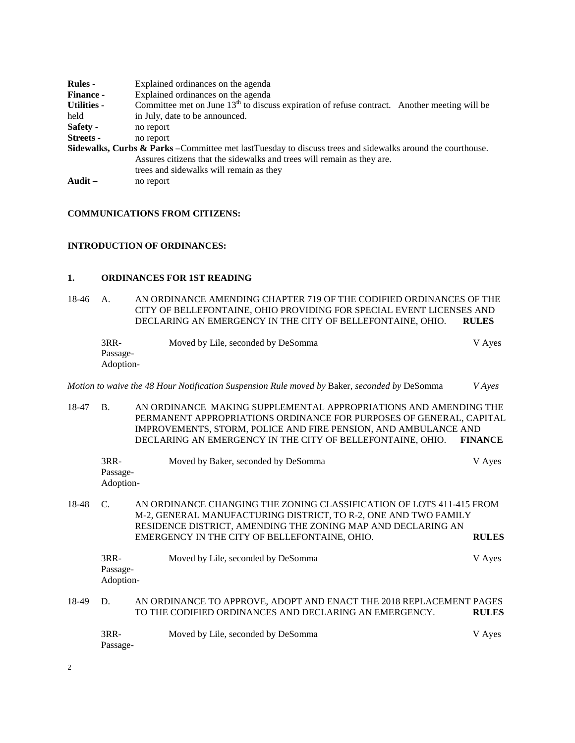**Rules -** Explained ordinances on the agenda
**Finance -** Explained ordinances on the agenda
**Utilities -** Committee met on June 13th to discuss expiration of refuse contract. Another meeting will be held in July, date to be announced.
**Safety -** no report
**Streets -** no report
**Sidewalks, Curbs & Parks –**Committee met lastTuesday to discuss trees and sidewalks around the courthouse. Assures citizens that the sidewalks and trees will remain as they are.
trees and sidewalks will remain as they
**Audit –** no report

**COMMUNICATIONS FROM CITIZENS:**

**INTRODUCTION OF ORDINANCES:**

**1. ORDINANCES FOR 1ST READING**

18-46 A. AN ORDINANCE AMENDING CHAPTER 719 OF THE CODIFIED ORDINANCES OF THE CITY OF BELLEFONTAINE, OHIO PROVIDING FOR SPECIAL EVENT LICENSES AND DECLARING AN EMERGENCY IN THE CITY OF BELLEFONTAINE, OHIO. **RULES**

3RR- Moved by Lile, seconded by DeSomma V Ayes
Passage-
Adoption-

*Motion to waive the 48 Hour Notification Suspension Rule moved by* Baker, *seconded by* DeSomma *V Ayes*

18-47 B. AN ORDINANCE MAKING SUPPLEMENTAL APPROPRIATIONS AND AMENDING THE PERMANENT APPROPRIATIONS ORDINANCE FOR PURPOSES OF GENERAL, CAPITAL IMPROVEMENTS, STORM, POLICE AND FIRE PENSION, AND AMBULANCE AND DECLARING AN EMERGENCY IN THE CITY OF BELLEFONTAINE, OHIO. **FINANCE**

3RR- Moved by Baker, seconded by DeSomma V Ayes
Passage-
Adoption-

18-48 C. AN ORDINANCE CHANGING THE ZONING CLASSIFICATION OF LOTS 411-415 FROM M-2, GENERAL MANUFACTURING DISTRICT, TO R-2, ONE AND TWO FAMILY RESIDENCE DISTRICT, AMENDING THE ZONING MAP AND DECLARING AN EMERGENCY IN THE CITY OF BELLEFONTAINE, OHIO. **RULES**

3RR- Moved by Lile, seconded by DeSomma V Ayes
Passage-
Adoption-

18-49 D. AN ORDINANCE TO APPROVE, ADOPT AND ENACT THE 2018 REPLACEMENT PAGES TO THE CODIFIED ORDINANCES AND DECLARING AN EMERGENCY. **RULES**

3RR- Moved by Lile, seconded by DeSomma V Ayes
Passage-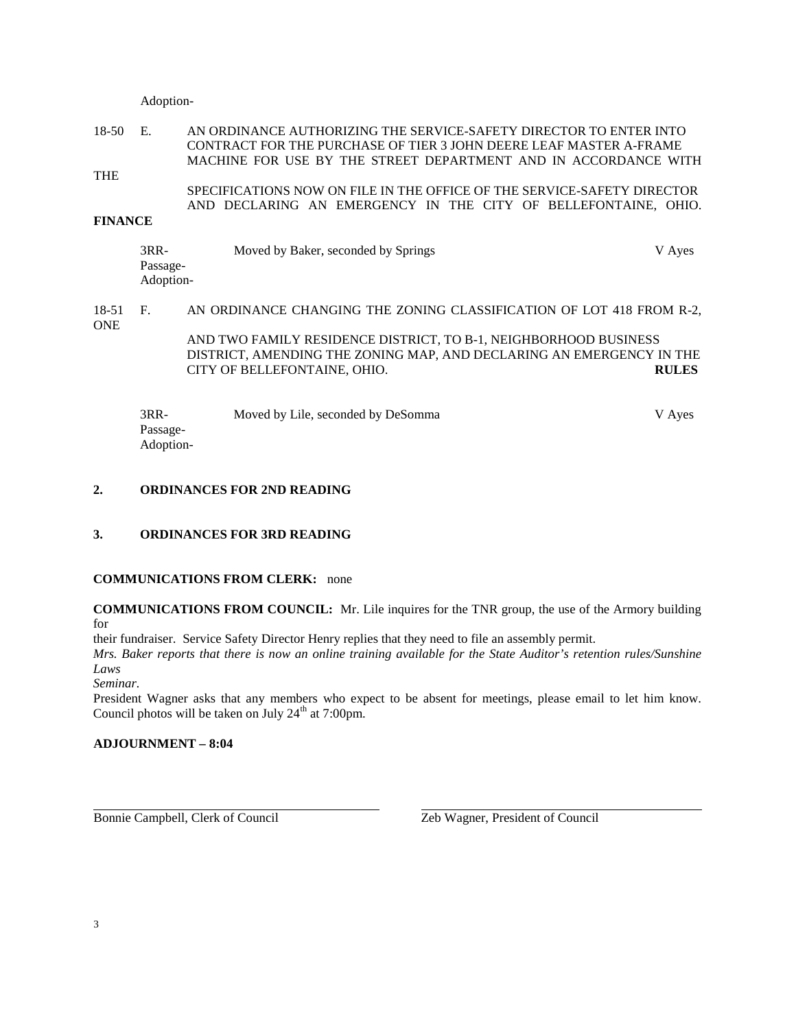Adoption-

18-50 E. AN ORDINANCE AUTHORIZING THE SERVICE-SAFETY DIRECTOR TO ENTER INTO CONTRACT FOR THE PURCHASE OF TIER 3 JOHN DEERE LEAF MASTER A-FRAME MACHINE FOR USE BY THE STREET DEPARTMENT AND IN ACCORDANCE WITH THE SPECIFICATIONS NOW ON FILE IN THE OFFICE OF THE SERVICE-SAFETY DIRECTOR AND DECLARING AN EMERGENCY IN THE CITY OF BELLEFONTAINE, OHIO. **FINANCE**

| | | |
|---|---|---|
| 3RR- | Moved by Baker, seconded by Springs | V Ayes |
| Passage- | | |
| Adoption- | | |

18-51 F. AN ORDINANCE CHANGING THE ZONING CLASSIFICATION OF LOT 418 FROM R-2, ONE AND TWO FAMILY RESIDENCE DISTRICT, TO B-1, NEIGHBORHOOD BUSINESS DISTRICT, AMENDING THE ZONING MAP, AND DECLARING AN EMERGENCY IN THE CITY OF BELLEFONTAINE, OHIO. **RULES**

| | | |
|---|---|---|
| 3RR- | Moved by Lile, seconded by DeSomma | V Ayes |
| Passage- | | |
| Adoption- | | |

**2. ORDINANCES FOR 2ND READING**

**3. ORDINANCES FOR 3RD READING**

**COMMUNICATIONS FROM CLERK:** none

**COMMUNICATIONS FROM COUNCIL:** Mr. Lile inquires for the TNR group, the use of the Armory building for their fundraiser. Service Safety Director Henry replies that they need to file an assembly permit.

*Mrs. Baker reports that there is now an online training available for the State Auditor's retention rules/Sunshine Laws Seminar.*

President Wagner asks that any members who expect to be absent for meetings, please email to let him know. Council photos will be taken on July 24th at 7:00pm.

**ADJOURNMENT – 8:04**

Bonnie Campbell, Clerk of Council

Zeb Wagner, President of Council